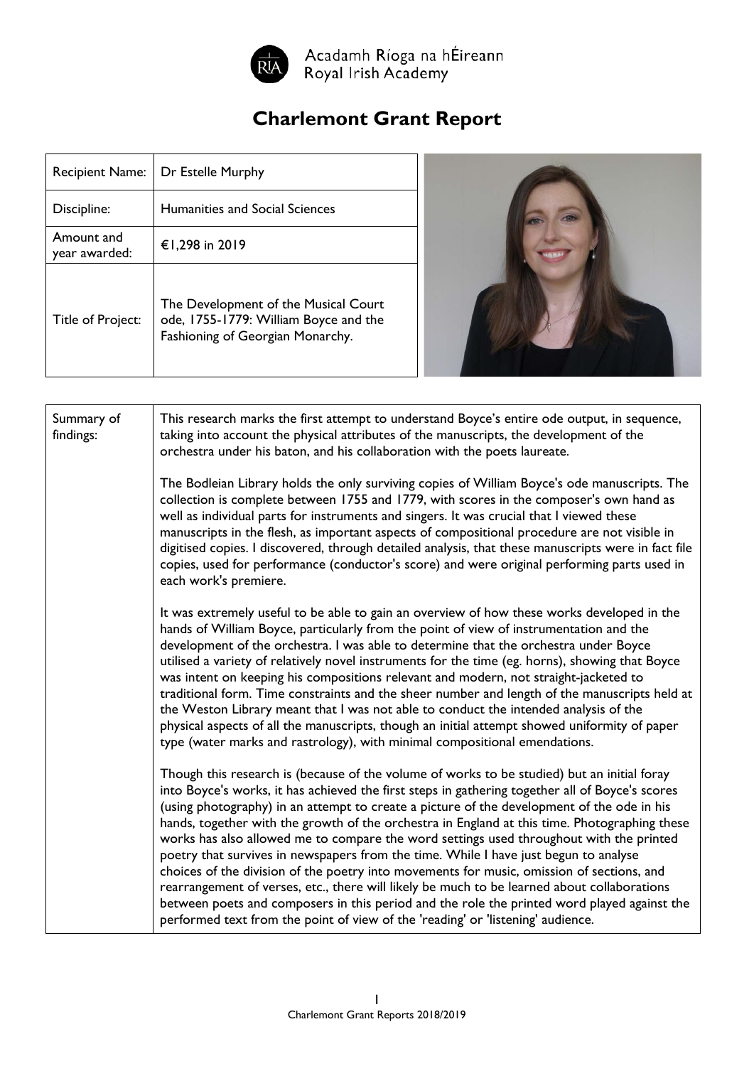Acadamh Ríoga na hÉireann
Royal Irish Academy

# Charlemont Grant Report

| | |
|---|---|
| Recipient Name: | Dr Estelle Murphy |
| Discipline: | Humanities and Social Sciences |
| Amount and year awarded: | €1,298 in 2019 |
| Title of Project: | The Development of the Musical Court ode, 1755-1779: William Boyce and the Fashioning of Georgian Monarchy. |

| | |
|---|---|
| Summary of findings: | This research marks the first attempt to understand Boyce's entire ode output, in sequence, taking into account the physical attributes of the manuscripts, the development of the orchestra under his baton, and his collaboration with the poets laureate.<br><br>The Bodleian Library holds the only surviving copies of William Boyce's ode manuscripts. The collection is complete between 1755 and 1779, with scores in the composer's own hand as well as individual parts for instruments and singers. It was crucial that I viewed these manuscripts in the flesh, as important aspects of compositional procedure are not visible in digitised copies. I discovered, through detailed analysis, that these manuscripts were in fact file copies, used for performance (conductor's score) and were original performing parts used in each work's premiere.<br><br>It was extremely useful to be able to gain an overview of how these works developed in the hands of William Boyce, particularly from the point of view of instrumentation and the development of the orchestra. I was able to determine that the orchestra under Boyce utilised a variety of relatively novel instruments for the time (eg. horns), showing that Boyce was intent on keeping his compositions relevant and modern, not straight-jacketed to traditional form. Time constraints and the sheer number and length of the manuscripts held at the Weston Library meant that I was not able to conduct the intended analysis of the physical aspects of all the manuscripts, though an initial attempt showed uniformity of paper type (water marks and rastrology), with minimal compositional emendations.<br><br>Though this research is (because of the volume of works to be studied) but an initial foray into Boyce's works, it has achieved the first steps in gathering together all of Boyce's scores (using photography) in an attempt to create a picture of the development of the ode in his hands, together with the growth of the orchestra in England at this time. Photographing these works has also allowed me to compare the word settings used throughout with the printed poetry that survives in newspapers from the time. While I have just begun to analyse choices of the division of the poetry into movements for music, omission of sections, and rearrangement of verses, etc., there will likely be much to be learned about collaborations between poets and composers in this period and the role the printed word played against the performed text from the point of view of the 'reading' or 'listening' audience. |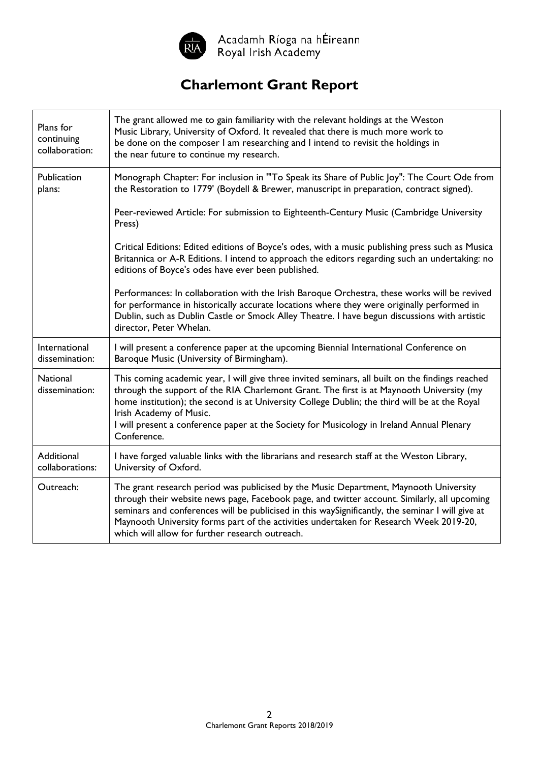Acadamh Ríoga na hÉireann
Royal Irish Academy

# Charlemont Grant Report

| | |
|---|---|
| Plans for continuing collaboration: | The grant allowed me to gain familiarity with the relevant holdings at the Weston Music Library, University of Oxford. It revealed that there is much more work to be done on the composer I am researching and I intend to revisit the holdings in the near future to continue my research. |
| Publication plans: | Monograph Chapter: For inclusion in '"To Speak its Share of Public Joy": The Court Ode from the Restoration to 1779' (Boydell & Brewer, manuscript in preparation, contract signed).<br><br>Peer-reviewed Article: For submission to Eighteenth-Century Music (Cambridge University Press)<br><br>Critical Editions: Edited editions of Boyce's odes, with a music publishing press such as Musica Britannica or A-R Editions. I intend to approach the editors regarding such an undertaking: no editions of Boyce's odes have ever been published.<br><br>Performances: In collaboration with the Irish Baroque Orchestra, these works will be revived for performance in historically accurate locations where they were originally performed in Dublin, such as Dublin Castle or Smock Alley Theatre. I have begun discussions with artistic director, Peter Whelan. |
| International dissemination: | I will present a conference paper at the upcoming Biennial International Conference on Baroque Music (University of Birmingham). |
| National dissemination: | This coming academic year, I will give three invited seminars, all built on the findings reached through the support of the RIA Charlemont Grant. The first is at Maynooth University (my home institution); the second is at University College Dublin; the third will be at the Royal Irish Academy of Music.<br>I will present a conference paper at the Society for Musicology in Ireland Annual Plenary Conference. |
| Additional collaborations: | I have forged valuable links with the librarians and research staff at the Weston Library, University of Oxford. |
| Outreach: | The grant research period was publicised by the Music Department, Maynooth University through their website news page, Facebook page, and twitter account. Similarly, all upcoming seminars and conferences will be publicised in this waySignificantly, the seminar I will give at Maynooth University forms part of the activities undertaken for Research Week 2019-20, which will allow for further research outreach. |